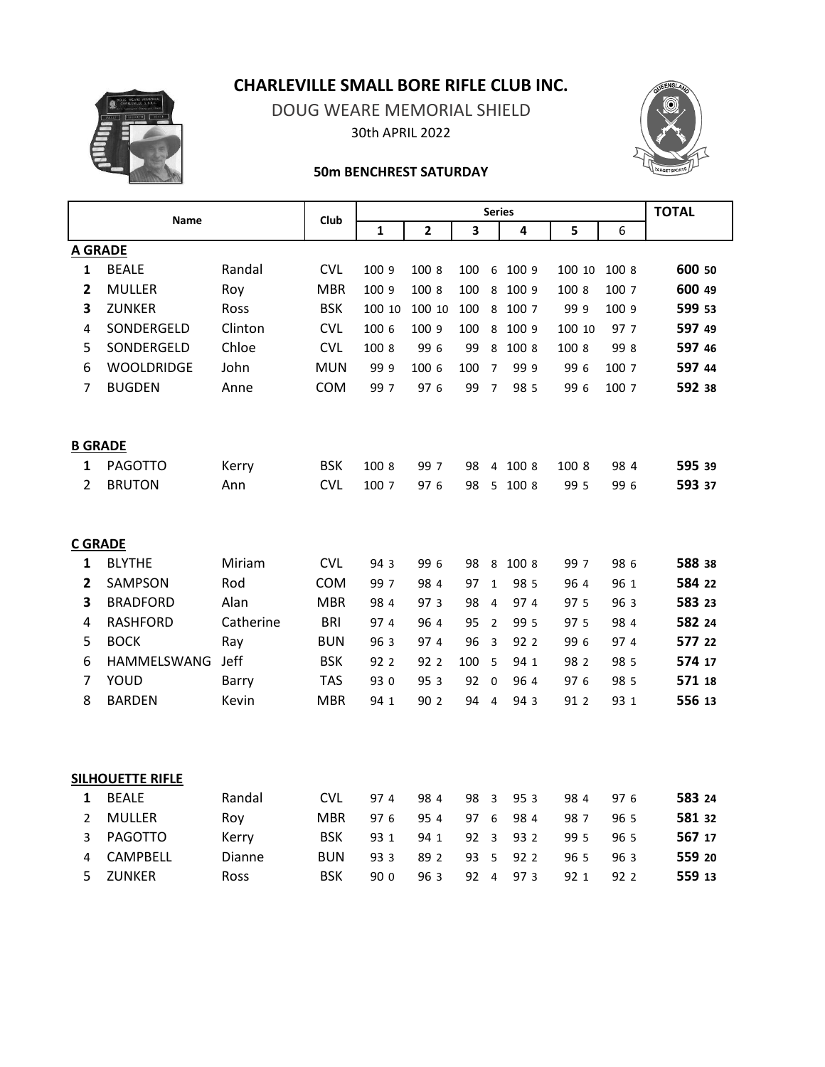# CHARLEVILLE SMALL BORE RIFLE CLUB INC.

DOUG WEARE MEMORIAL SHIELD

30th APRIL 2022

**50m BENCHREST SATURDAY**

| | Name | | Club | Series 1 | Series 2 | Series 3 | Series 4 | Series 5 | Series 6 | TOTAL |
|---|---|---|---|---|---|---|---|---|---|---|
| **A GRADE** | | | | | | | | | | |
| **1** | BEALE | Randal | CVL | 100 9 | 100 8 | 100 6 | 100 9 | 100 10 | 100 8 | **600 50** |
| **2** | MULLER | Roy | MBR | 100 9 | 100 8 | 100 8 | 100 9 | 100 8 | 100 7 | **600 49** |
| **3** | ZUNKER | Ross | BSK | 100 10 | 100 10 | 100 8 | 100 7 | 99 9 | 100 9 | **599 53** |
| 4 | SONDERGELD | Clinton | CVL | 100 6 | 100 9 | 100 8 | 100 9 | 100 10 | 97 7 | **597 49** |
| 5 | SONDERGELD | Chloe | CVL | 100 8 | 99 6 | 99 8 | 100 8 | 100 8 | 99 8 | **597 46** |
| 6 | WOOLDRIDGE | John | MUN | 99 9 | 100 6 | 100 7 | 99 9 | 99 6 | 100 7 | **597 44** |
| 7 | BUGDEN | Anne | COM | 99 7 | 97 6 | 99 7 | 98 5 | 99 6 | 100 7 | **592 38** |
| **B GRADE** | | | | | | | | | | |
| **1** | PAGOTTO | Kerry | BSK | 100 8 | 99 7 | 98 4 | 100 8 | 100 8 | 98 4 | **595 39** |
| 2 | BRUTON | Ann | CVL | 100 7 | 97 6 | 98 5 | 100 8 | 99 5 | 99 6 | **593 37** |
| **C GRADE** | | | | | | | | | | |
| **1** | BLYTHE | Miriam | CVL | 94 3 | 99 6 | 98 8 | 100 8 | 99 7 | 98 6 | **588 38** |
| **2** | SAMPSON | Rod | COM | 99 7 | 98 4 | 97 1 | 98 5 | 96 4 | 96 1 | **584 22** |
| **3** | BRADFORD | Alan | MBR | 98 4 | 97 3 | 98 4 | 97 4 | 97 5 | 96 3 | **583 23** |
| 4 | RASHFORD | Catherine | BRI | 97 4 | 96 4 | 95 2 | 99 5 | 97 5 | 98 4 | **582 24** |
| 5 | BOCK | Ray | BUN | 96 3 | 97 4 | 96 3 | 92 2 | 99 6 | 97 4 | **577 22** |
| 6 | HAMMELSWANG | Jeff | BSK | 92 2 | 92 2 | 100 5 | 94 1 | 98 2 | 98 5 | **574 17** |
| 7 | YOUD | Barry | TAS | 93 0 | 95 3 | 92 0 | 96 4 | 97 6 | 98 5 | **571 18** |
| 8 | BARDEN | Kevin | MBR | 94 1 | 90 2 | 94 4 | 94 3 | 91 2 | 93 1 | **556 13** |
| **SILHOUETTE RIFLE** | | | | | | | | | | |
| **1** | BEALE | Randal | CVL | 97 4 | 98 4 | 98 3 | 95 3 | 98 4 | 97 6 | **583 24** |
| 2 | MULLER | Roy | MBR | 97 6 | 95 4 | 97 6 | 98 4 | 98 7 | 96 5 | **581 32** |
| 3 | PAGOTTO | Kerry | BSK | 93 1 | 94 1 | 92 3 | 93 2 | 99 5 | 96 5 | **567 17** |
| 4 | CAMPBELL | Dianne | BUN | 93 3 | 89 2 | 93 5 | 92 2 | 96 5 | 96 3 | **559 20** |
| 5 | ZUNKER | Ross | BSK | 90 0 | 96 3 | 92 4 | 97 3 | 92 1 | 92 2 | **559 13** |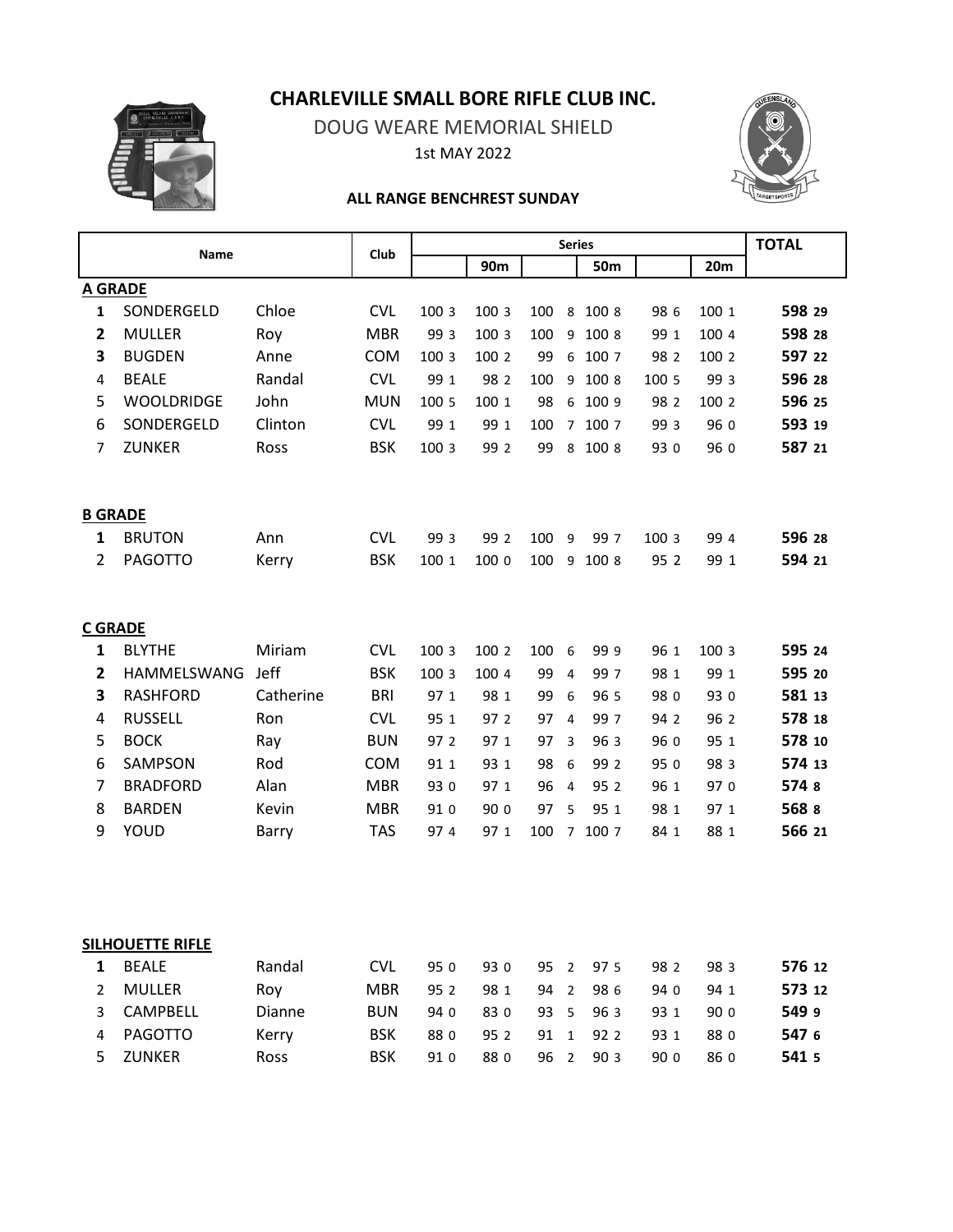# CHARLEVILLE SMALL BORE RIFLE CLUB INC.

DOUG WEARE MEMORIAL SHIELD

1st MAY 2022

**ALL RANGE BENCHREST SUNDAY**

| | Name | | Club | Series | | | | | | TOTAL |
|---|---|---|---|---|---|---|---|---|---|---|
| | | | | | 90m | | 50m | | 20m | |
| **A GRADE** | | | | | | | | | | |
| **1** | SONDERGELD | Chloe | CVL | 100 3 | 100 3 | 100 8 | 100 8 | 98 6 | 100 1 | **598 29** |
| **2** | MULLER | Roy | MBR | 99 3 | 100 3 | 100 9 | 100 8 | 99 1 | 100 4 | **598 28** |
| **3** | BUGDEN | Anne | COM | 100 3 | 100 2 | 99 6 | 100 7 | 98 2 | 100 2 | **597 22** |
| 4 | BEALE | Randal | CVL | 99 1 | 98 2 | 100 9 | 100 8 | 100 5 | 99 3 | **596 28** |
| 5 | WOOLDRIDGE | John | MUN | 100 5 | 100 1 | 98 6 | 100 9 | 98 2 | 100 2 | **596 25** |
| 6 | SONDERGELD | Clinton | CVL | 99 1 | 99 1 | 100 7 | 100 7 | 99 3 | 96 0 | **593 19** |
| 7 | ZUNKER | Ross | BSK | 100 3 | 99 2 | 99 8 | 100 8 | 93 0 | 96 0 | **587 21** |
| **B GRADE** | | | | | | | | | | |
| **1** | BRUTON | Ann | CVL | 99 3 | 99 2 | 100 9 | 99 7 | 100 3 | 99 4 | **596 28** |
| 2 | PAGOTTO | Kerry | BSK | 100 1 | 100 0 | 100 9 | 100 8 | 95 2 | 99 1 | **594 21** |
| **C GRADE** | | | | | | | | | | |
| **1** | BLYTHE | Miriam | CVL | 100 3 | 100 2 | 100 6 | 99 9 | 96 1 | 100 3 | **595 24** |
| **2** | HAMMELSWANG | Jeff | BSK | 100 3 | 100 4 | 99 4 | 99 7 | 98 1 | 99 1 | **595 20** |
| **3** | RASHFORD | Catherine | BRI | 97 1 | 98 1 | 99 6 | 96 5 | 98 0 | 93 0 | **581 13** |
| 4 | RUSSELL | Ron | CVL | 95 1 | 97 2 | 97 4 | 99 7 | 94 2 | 96 2 | **578 18** |
| 5 | BOCK | Ray | BUN | 97 2 | 97 1 | 97 3 | 96 3 | 96 0 | 95 1 | **578 10** |
| 6 | SAMPSON | Rod | COM | 91 1 | 93 1 | 98 6 | 99 2 | 95 0 | 98 3 | **574 13** |
| 7 | BRADFORD | Alan | MBR | 93 0 | 97 1 | 96 4 | 95 2 | 96 1 | 97 0 | **574 8** |
| 8 | BARDEN | Kevin | MBR | 91 0 | 90 0 | 97 5 | 95 1 | 98 1 | 97 1 | **568 8** |
| 9 | YOUD | Barry | TAS | 97 4 | 97 1 | 100 7 | 100 7 | 84 1 | 88 1 | **566 21** |
| **SILHOUETTE RIFLE** | | | | | | | | | | |
| **1** | BEALE | Randal | CVL | 95 0 | 93 0 | 95 2 | 97 5 | 98 2 | 98 3 | **576 12** |
| 2 | MULLER | Roy | MBR | 95 2 | 98 1 | 94 2 | 98 6 | 94 0 | 94 1 | **573 12** |
| 3 | CAMPBELL | Dianne | BUN | 94 0 | 83 0 | 93 5 | 96 3 | 93 1 | 90 0 | **549 9** |
| 4 | PAGOTTO | Kerry | BSK | 88 0 | 95 2 | 91 1 | 92 2 | 93 1 | 88 0 | **547 6** |
| 5 | ZUNKER | Ross | BSK | 91 0 | 88 0 | 96 2 | 90 3 | 90 0 | 86 0 | **541 5** |